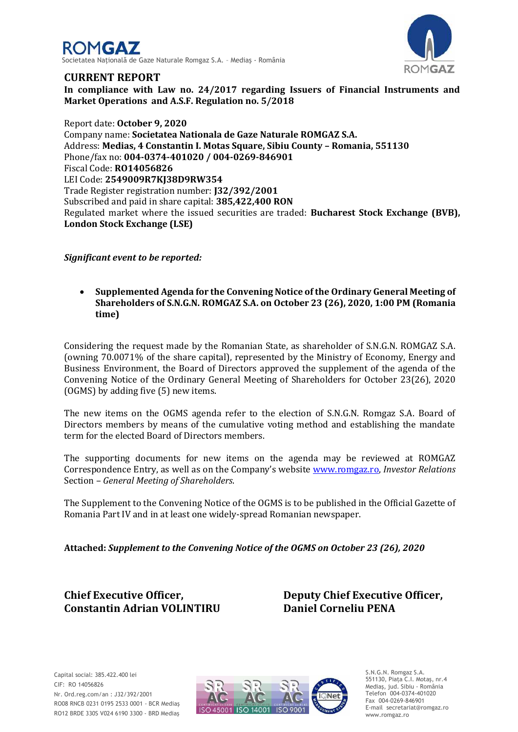# CURRENT REPORT

**In compliance with Law no. 24/2017 regarding Issuers of Financial Instruments and Market Operations and A.S.F. Regulation no. 5/2018**

Report date: **October 9, 2020**
Company name: **Societatea Nationala de Gaze Naturale ROMGAZ S.A.**
Address: **Medias, 4 Constantin I. Motas Square, Sibiu County – Romania, 551130**
Phone/fax no: **004-0374-401020 / 004-0269-846901**
Fiscal Code: **RO14056826**
LEI Code: **2549009R7KJ38D9RW354**
Trade Register registration number: **J32/392/2001**
Subscribed and paid in share capital: **385,422,400 RON**
Regulated market where the issued securities are traded: **Bucharest Stock Exchange (BVB), London Stock Exchange (LSE)**

***Significant event to be reported:***

- **Supplemented Agenda for the Convening Notice of the Ordinary General Meeting of Shareholders of S.N.G.N. ROMGAZ S.A. on October 23 (26), 2020, 1:00 PM (Romania time)**

Considering the request made by the Romanian State, as shareholder of S.N.G.N. ROMGAZ S.A. (owning 70.0071% of the share capital), represented by the Ministry of Economy, Energy and Business Environment, the Board of Directors approved the supplement of the agenda of the Convening Notice of the Ordinary General Meeting of Shareholders for October 23(26), 2020 (OGMS) by adding five (5) new items.

The new items on the OGMS agenda refer to the election of S.N.G.N. Romgaz S.A. Board of Directors members by means of the cumulative voting method and establishing the mandate term for the elected Board of Directors members.

The supporting documents for new items on the agenda may be reviewed at ROMGAZ Correspondence Entry, as well as on the Company's website www.romgaz.ro, *Investor Relations* Section – *General Meeting of Shareholders*.

The Supplement to the Convening Notice of the OGMS is to be published in the Official Gazette of Romania Part IV and in at least one widely-spread Romanian newspaper.

**Attached:** ***Supplement to the Convening Notice of the OGMS on October 23 (26), 2020***

**Chief Executive Officer,**
**Constantin Adrian VOLINTIRU**

**Deputy Chief Executive Officer,**
**Daniel Corneliu PENA**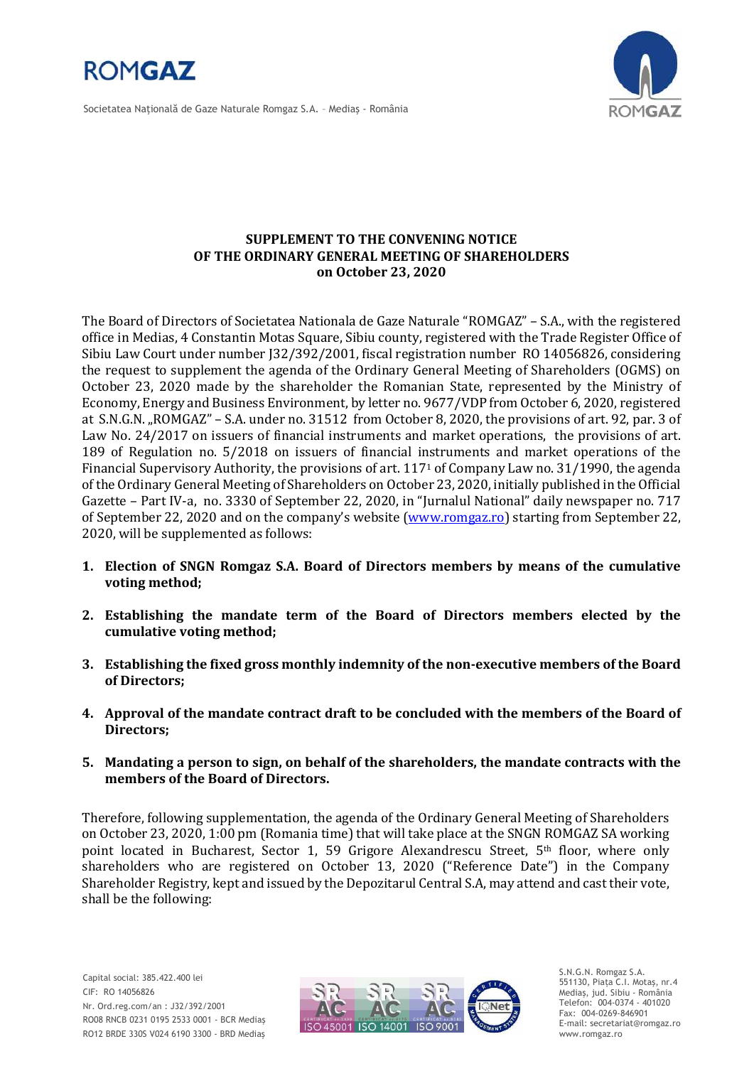**SUPPLEMENT TO THE CONVENING NOTICE**
**OF THE ORDINARY GENERAL MEETING OF SHAREHOLDERS**
**on October 23, 2020**

The Board of Directors of Societatea Nationala de Gaze Naturale "ROMGAZ" – S.A., with the registered office in Medias, 4 Constantin Motas Square, Sibiu county, registered with the Trade Register Office of Sibiu Law Court under number J32/392/2001, fiscal registration number RO 14056826, considering the request to supplement the agenda of the Ordinary General Meeting of Shareholders (OGMS) on October 23, 2020 made by the shareholder the Romanian State, represented by the Ministry of Economy, Energy and Business Environment, by letter no. 9677/VDP from October 6, 2020, registered at S.N.G.N. „ROMGAZ" – S.A. under no. 31512 from October 8, 2020, the provisions of art. 92, par. 3 of Law No. 24/2017 on issuers of financial instruments and market operations, the provisions of art. 189 of Regulation no. 5/2018 on issuers of financial instruments and market operations of the Financial Supervisory Authority, the provisions of art. 117[1] of Company Law no. 31/1990, the agenda of the Ordinary General Meeting of Shareholders on October 23, 2020, initially published in the Official Gazette – Part IV-a, no. 3330 of September 22, 2020, in "Jurnalul National" daily newspaper no. 717 of September 22, 2020 and on the company's website (www.romgaz.ro) starting from September 22, 2020, will be supplemented as follows:

1. **Election of SNGN Romgaz S.A. Board of Directors members by means of the cumulative voting method;**
2. **Establishing the mandate term of the Board of Directors members elected by the cumulative voting method;**
3. **Establishing the fixed gross monthly indemnity of the non-executive members of the Board of Directors;**
4. **Approval of the mandate contract draft to be concluded with the members of the Board of Directors;**
5. **Mandating a person to sign, on behalf of the shareholders, the mandate contracts with the members of the Board of Directors.**

Therefore, following supplementation, the agenda of the Ordinary General Meeting of Shareholders on October 23, 2020, 1:00 pm (Romania time) that will take place at the SNGN ROMGAZ SA working point located in Bucharest, Sector 1, 59 Grigore Alexandrescu Street, 5th floor, where only shareholders who are registered on October 13, 2020 ("Reference Date") in the Company Shareholder Registry, kept and issued by the Depozitarul Central S.A, may attend and cast their vote, shall be the following: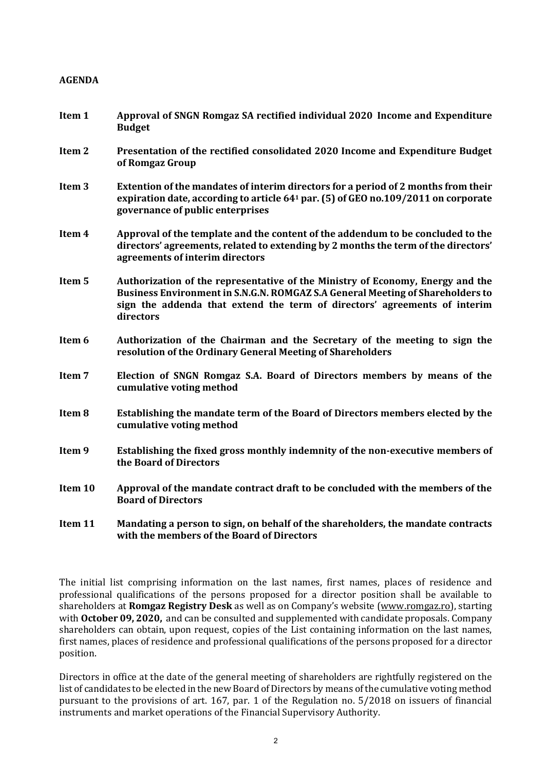**AGENDA**

**Item 1** **Approval of SNGN Romgaz SA rectified individual 2020 Income and Expenditure Budget**

**Item 2** **Presentation of the rectified consolidated 2020 Income and Expenditure Budget of Romgaz Group**

**Item 3** **Extention of the mandates of interim directors for a period of 2 months from their expiration date, according to article 64[1] par. (5) of GEO no.109/2011 on corporate governance of public enterprises**

**Item 4** **Approval of the template and the content of the addendum to be concluded to the directors' agreements, related to extending by 2 months the term of the directors' agreements of interim directors**

**Item 5** **Authorization of the representative of the Ministry of Economy, Energy and the Business Environment in S.N.G.N. ROMGAZ S.A General Meeting of Shareholders to sign the addenda that extend the term of directors' agreements of interim directors**

**Item 6** **Authorization of the Chairman and the Secretary of the meeting to sign the resolution of the Ordinary General Meeting of Shareholders**

**Item 7** **Election of SNGN Romgaz S.A. Board of Directors members by means of the cumulative voting method**

**Item 8** **Establishing the mandate term of the Board of Directors members elected by the cumulative voting method**

**Item 9** **Establishing the fixed gross monthly indemnity of the non-executive members of the Board of Directors**

**Item 10** **Approval of the mandate contract draft to be concluded with the members of the Board of Directors**

**Item 11** **Mandating a person to sign, on behalf of the shareholders, the mandate contracts with the members of the Board of Directors**

The initial list comprising information on the last names, first names, places of residence and professional qualifications of the persons proposed for a director position shall be available to shareholders at **Romgaz Registry Desk** as well as on Company's website (www.romgaz.ro), starting with **October 09, 2020,** and can be consulted and supplemented with candidate proposals. Company shareholders can obtain, upon request, copies of the List containing information on the last names, first names, places of residence and professional qualifications of the persons proposed for a director position.

Directors in office at the date of the general meeting of shareholders are rightfully registered on the list of candidates to be elected in the new Board of Directors by means of the cumulative voting method pursuant to the provisions of art. 167, par. 1 of the Regulation no. 5/2018 on issuers of financial instruments and market operations of the Financial Supervisory Authority.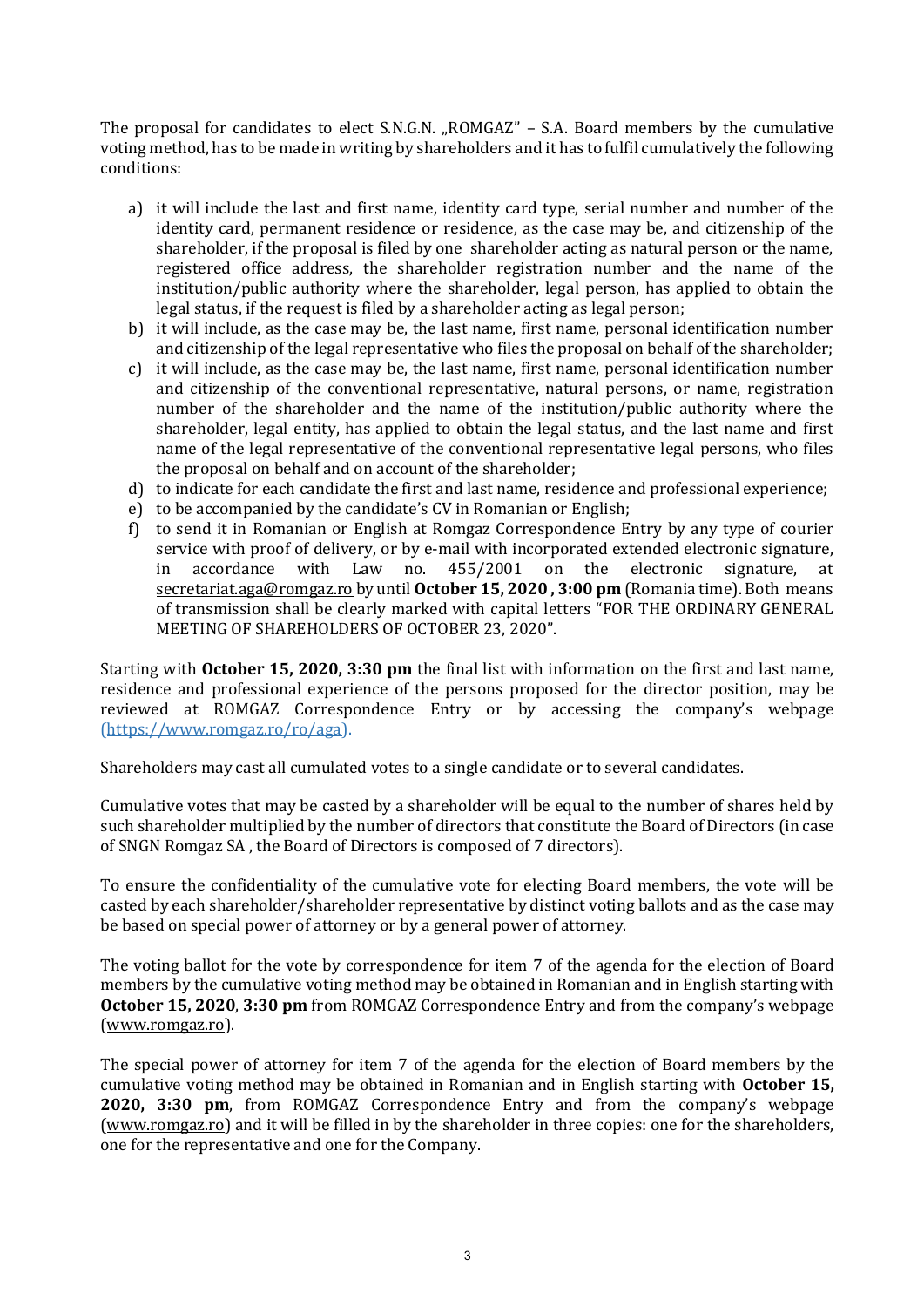The proposal for candidates to elect S.N.G.N. „ROMGAZ" – S.A. Board members by the cumulative voting method, has to be made in writing by shareholders and it has to fulfil cumulatively the following conditions:

a) it will include the last and first name, identity card type, serial number and number of the identity card, permanent residence or residence, as the case may be, and citizenship of the shareholder, if the proposal is filed by one shareholder acting as natural person or the name, registered office address, the shareholder registration number and the name of the institution/public authority where the shareholder, legal person, has applied to obtain the legal status, if the request is filed by a shareholder acting as legal person;
b) it will include, as the case may be, the last name, first name, personal identification number and citizenship of the legal representative who files the proposal on behalf of the shareholder;
c) it will include, as the case may be, the last name, first name, personal identification number and citizenship of the conventional representative, natural persons, or name, registration number of the shareholder and the name of the institution/public authority where the shareholder, legal entity, has applied to obtain the legal status, and the last name and first name of the legal representative of the conventional representative legal persons, who files the proposal on behalf and on account of the shareholder;
d) to indicate for each candidate the first and last name, residence and professional experience;
e) to be accompanied by the candidate's CV in Romanian or English;
f) to send it in Romanian or English at Romgaz Correspondence Entry by any type of courier service with proof of delivery, or by e-mail with incorporated extended electronic signature, in accordance with Law no. 455/2001 on the electronic signature, at secretariat.aga@romgaz.ro by until **October 15, 2020 , 3:00 pm** (Romania time). Both means of transmission shall be clearly marked with capital letters "FOR THE ORDINARY GENERAL MEETING OF SHAREHOLDERS OF OCTOBER 23, 2020".

Starting with **October 15, 2020, 3:30 pm** the final list with information on the first and last name, residence and professional experience of the persons proposed for the director position, may be reviewed at ROMGAZ Correspondence Entry or by accessing the company's webpage (https://www.romgaz.ro/ro/aga).

Shareholders may cast all cumulated votes to a single candidate or to several candidates.

Cumulative votes that may be casted by a shareholder will be equal to the number of shares held by such shareholder multiplied by the number of directors that constitute the Board of Directors (in case of SNGN Romgaz SA , the Board of Directors is composed of 7 directors).

To ensure the confidentiality of the cumulative vote for electing Board members, the vote will be casted by each shareholder/shareholder representative by distinct voting ballots and as the case may be based on special power of attorney or by a general power of attorney.

The voting ballot for the vote by correspondence for item 7 of the agenda for the election of Board members by the cumulative voting method may be obtained in Romanian and in English starting with **October 15, 2020**, **3:30 pm** from ROMGAZ Correspondence Entry and from the company's webpage (www.romgaz.ro).

The special power of attorney for item 7 of the agenda for the election of Board members by the cumulative voting method may be obtained in Romanian and in English starting with **October 15, 2020, 3:30 pm**, from ROMGAZ Correspondence Entry and from the company's webpage (www.romgaz.ro) and it will be filled in by the shareholder in three copies: one for the shareholders, one for the representative and one for the Company.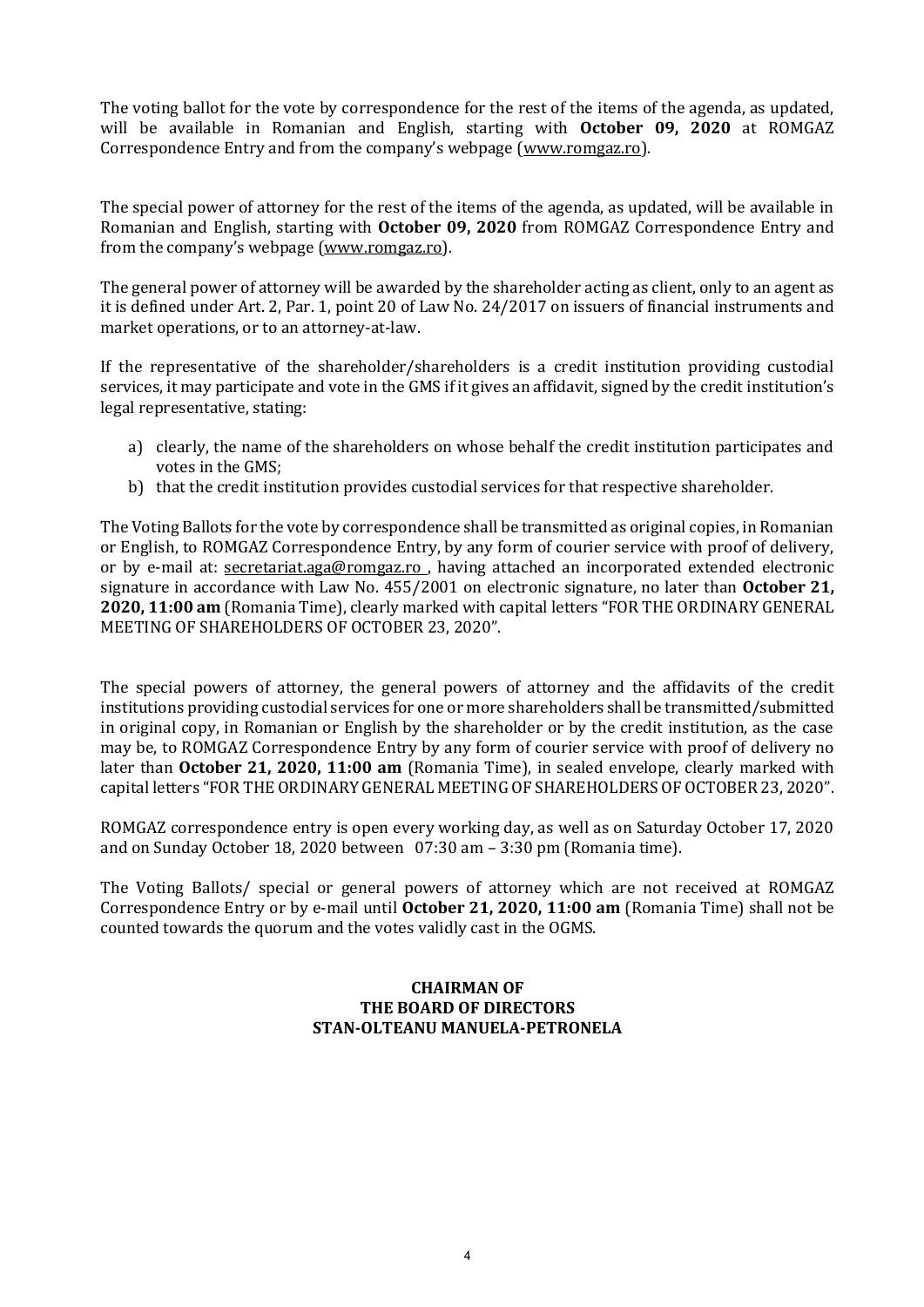The voting ballot for the vote by correspondence for the rest of the items of the agenda, as updated, will be available in Romanian and English, starting with **October 09, 2020** at ROMGAZ Correspondence Entry and from the company's webpage (www.romgaz.ro).

The special power of attorney for the rest of the items of the agenda, as updated, will be available in Romanian and English, starting with **October 09, 2020** from ROMGAZ Correspondence Entry and from the company's webpage (www.romgaz.ro).

The general power of attorney will be awarded by the shareholder acting as client, only to an agent as it is defined under Art. 2, Par. 1, point 20 of Law No. 24/2017 on issuers of financial instruments and market operations, or to an attorney-at-law.

If the representative of the shareholder/shareholders is a credit institution providing custodial services, it may participate and vote in the GMS if it gives an affidavit, signed by the credit institution's legal representative, stating:

a) clearly, the name of the shareholders on whose behalf the credit institution participates and votes in the GMS;
b) that the credit institution provides custodial services for that respective shareholder.

The Voting Ballots for the vote by correspondence shall be transmitted as original copies, in Romanian or English, to ROMGAZ Correspondence Entry, by any form of courier service with proof of delivery, or by e-mail at: secretariat.aga@romgaz.ro , having attached an incorporated extended electronic signature in accordance with Law No. 455/2001 on electronic signature, no later than **October 21, 2020, 11:00 am** (Romania Time), clearly marked with capital letters "FOR THE ORDINARY GENERAL MEETING OF SHAREHOLDERS OF OCTOBER 23, 2020".

The special powers of attorney, the general powers of attorney and the affidavits of the credit institutions providing custodial services for one or more shareholders shall be transmitted/submitted in original copy, in Romanian or English by the shareholder or by the credit institution, as the case may be, to ROMGAZ Correspondence Entry by any form of courier service with proof of delivery no later than **October 21, 2020, 11:00 am** (Romania Time), in sealed envelope, clearly marked with capital letters "FOR THE ORDINARY GENERAL MEETING OF SHAREHOLDERS OF OCTOBER 23, 2020".

ROMGAZ correspondence entry is open every working day, as well as on Saturday October 17, 2020 and on Sunday October 18, 2020 between 07:30 am – 3:30 pm (Romania time).

The Voting Ballots/ special or general powers of attorney which are not received at ROMGAZ Correspondence Entry or by e-mail until **October 21, 2020, 11:00 am** (Romania Time) shall not be counted towards the quorum and the votes validly cast in the OGMS.

**CHAIRMAN OF**
**THE BOARD OF DIRECTORS**
**STAN-OLTEANU MANUELA-PETRONELA**